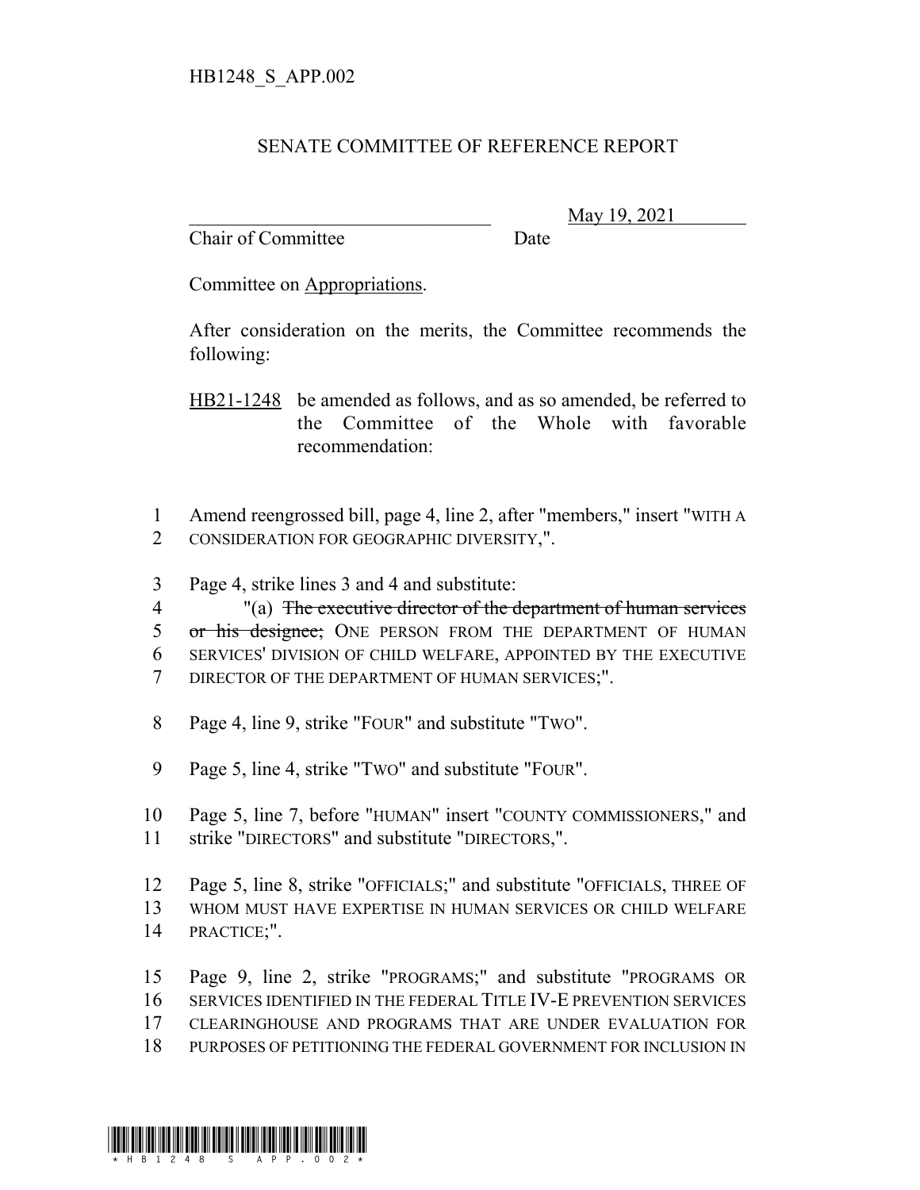HB1248_S_APP.002

# SENATE COMMITTEE OF REFERENCE REPORT

________________________________ May 19, 2021

Chair of Committee Date

Committee on Appropriations.

After consideration on the merits, the Committee recommends the following:

HB21-1248 be amended as follows, and as so amended, be referred to the Committee of the Whole with favorable recommendation:

1 Amend reengrossed bill, page 4, line 2, after "members," insert "WITH A
2 CONSIDERATION FOR GEOGRAPHIC DIVERSITY,".

3 Page 4, strike lines 3 and 4 and substitute:
4 "(a) ~~The executive director of the department of human services~~
5 ~~or his designee;~~ ONE PERSON FROM THE DEPARTMENT OF HUMAN
6 SERVICES' DIVISION OF CHILD WELFARE, APPOINTED BY THE EXECUTIVE
7 DIRECTOR OF THE DEPARTMENT OF HUMAN SERVICES;".

8 Page 4, line 9, strike "FOUR" and substitute "TWO".

9 Page 5, line 4, strike "TWO" and substitute "FOUR".

10 Page 5, line 7, before "HUMAN" insert "COUNTY COMMISSIONERS," and
11 strike "DIRECTORS" and substitute "DIRECTORS,".

12 Page 5, line 8, strike "OFFICIALS;" and substitute "OFFICIALS, THREE OF
13 WHOM MUST HAVE EXPERTISE IN HUMAN SERVICES OR CHILD WELFARE
14 PRACTICE;".

15 Page 9, line 2, strike "PROGRAMS;" and substitute "PROGRAMS OR
16 SERVICES IDENTIFIED IN THE FEDERAL TITLE IV-E PREVENTION SERVICES
17 CLEARINGHOUSE AND PROGRAMS THAT ARE UNDER EVALUATION FOR
18 PURPOSES OF PETITIONING THE FEDERAL GOVERNMENT FOR INCLUSION IN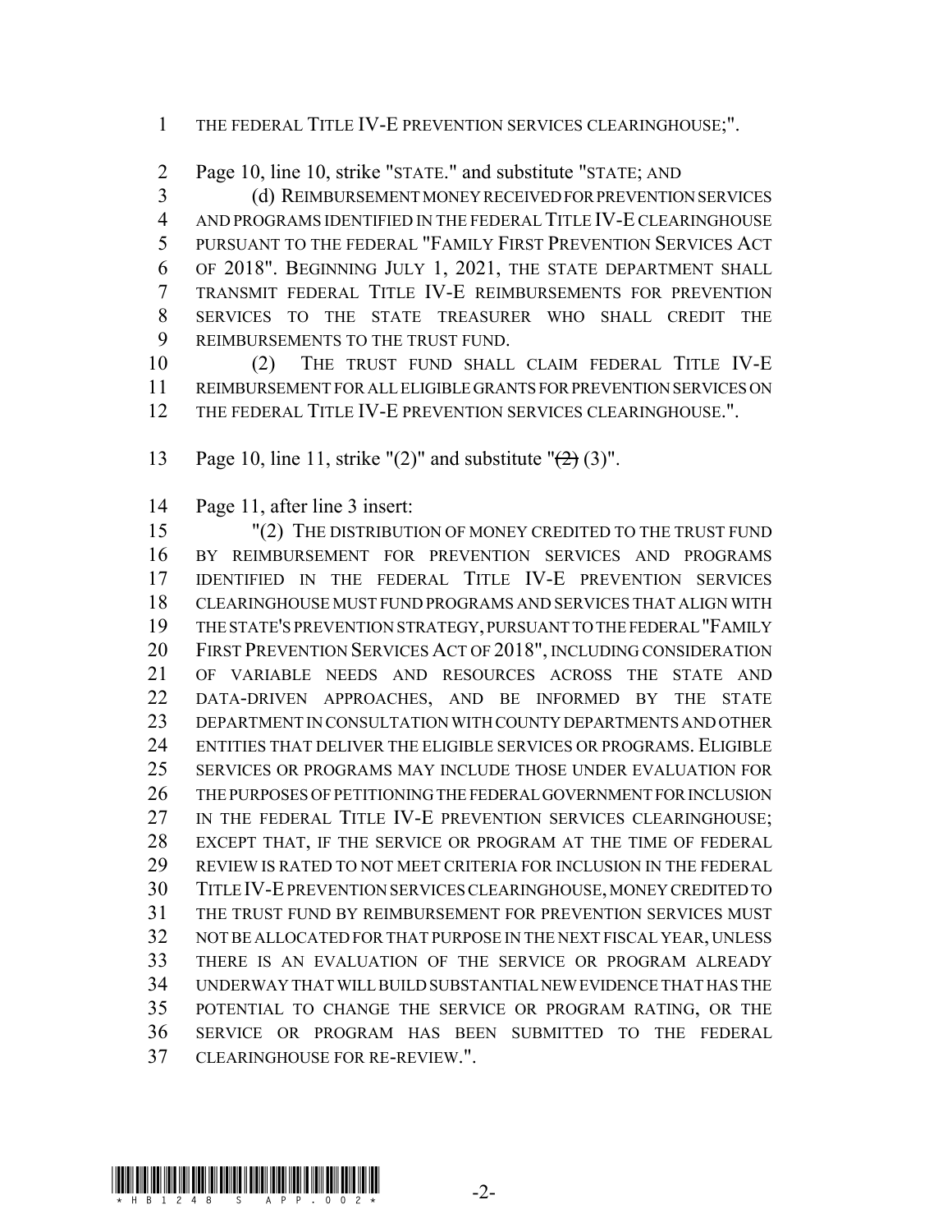THE FEDERAL TITLE IV-E PREVENTION SERVICES CLEARINGHOUSE;".

Page 10, line 10, strike "STATE." and substitute "STATE; AND

(d) REIMBURSEMENT MONEY RECEIVED FOR PREVENTION SERVICES AND PROGRAMS IDENTIFIED IN THE FEDERAL TITLE IV-E CLEARINGHOUSE PURSUANT TO THE FEDERAL "FAMILY FIRST PREVENTION SERVICES ACT OF 2018". BEGINNING JULY 1, 2021, THE STATE DEPARTMENT SHALL TRANSMIT FEDERAL TITLE IV-E REIMBURSEMENTS FOR PREVENTION SERVICES TO THE STATE TREASURER WHO SHALL CREDIT THE REIMBURSEMENTS TO THE TRUST FUND.

(2) THE TRUST FUND SHALL CLAIM FEDERAL TITLE IV-E REIMBURSEMENT FOR ALL ELIGIBLE GRANTS FOR PREVENTION SERVICES ON THE FEDERAL TITLE IV-E PREVENTION SERVICES CLEARINGHOUSE.".

Page 10, line 11, strike "(2)" and substitute "~~(2)~~ (3)".

Page 11, after line 3 insert:

"(2) THE DISTRIBUTION OF MONEY CREDITED TO THE TRUST FUND BY REIMBURSEMENT FOR PREVENTION SERVICES AND PROGRAMS IDENTIFIED IN THE FEDERAL TITLE IV-E PREVENTION SERVICES CLEARINGHOUSE MUST FUND PROGRAMS AND SERVICES THAT ALIGN WITH THE STATE'S PREVENTION STRATEGY, PURSUANT TO THE FEDERAL "FAMILY FIRST PREVENTION SERVICES ACT OF 2018", INCLUDING CONSIDERATION OF VARIABLE NEEDS AND RESOURCES ACROSS THE STATE AND DATA-DRIVEN APPROACHES, AND BE INFORMED BY THE STATE DEPARTMENT IN CONSULTATION WITH COUNTY DEPARTMENTS AND OTHER ENTITIES THAT DELIVER THE ELIGIBLE SERVICES OR PROGRAMS. ELIGIBLE SERVICES OR PROGRAMS MAY INCLUDE THOSE UNDER EVALUATION FOR THE PURPOSES OF PETITIONING THE FEDERAL GOVERNMENT FOR INCLUSION IN THE FEDERAL TITLE IV-E PREVENTION SERVICES CLEARINGHOUSE; EXCEPT THAT, IF THE SERVICE OR PROGRAM AT THE TIME OF FEDERAL REVIEW IS RATED TO NOT MEET CRITERIA FOR INCLUSION IN THE FEDERAL TITLE IV-E PREVENTION SERVICES CLEARINGHOUSE, MONEY CREDITED TO THE TRUST FUND BY REIMBURSEMENT FOR PREVENTION SERVICES MUST NOT BE ALLOCATED FOR THAT PURPOSE IN THE NEXT FISCAL YEAR, UNLESS THERE IS AN EVALUATION OF THE SERVICE OR PROGRAM ALREADY UNDERWAY THAT WILL BUILD SUBSTANTIAL NEW EVIDENCE THAT HAS THE POTENTIAL TO CHANGE THE SERVICE OR PROGRAM RATING, OR THE SERVICE OR PROGRAM HAS BEEN SUBMITTED TO THE FEDERAL CLEARINGHOUSE FOR RE-REVIEW.".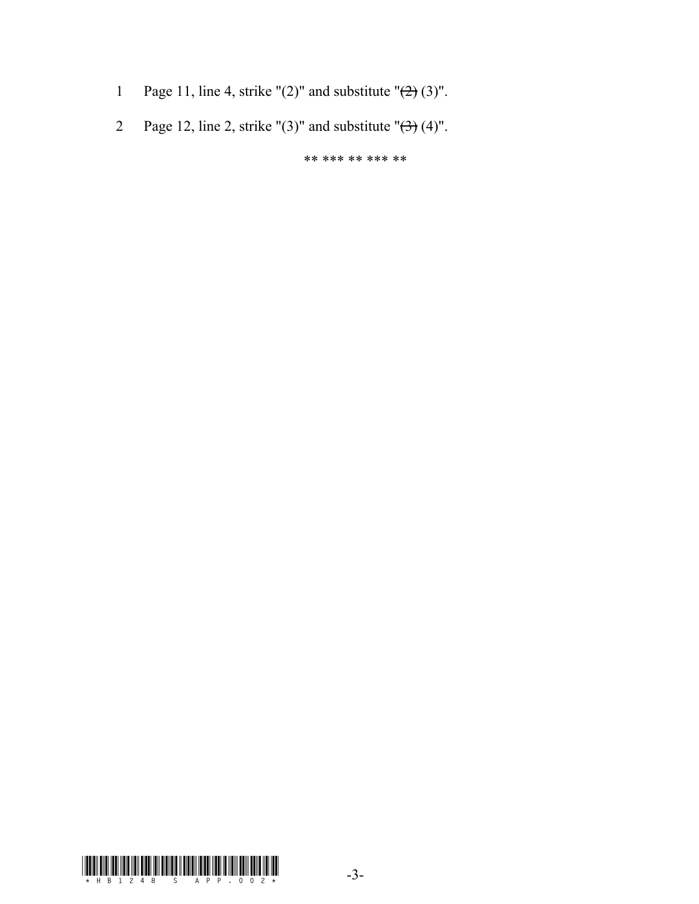1 Page 11, line 4, strike "(2)" and substitute "~~(2)~~ (3)".

2 Page 12, line 2, strike "(3)" and substitute "~~(3)~~ (4)".

** *** ** *** **

*HB1248 S APP.002*